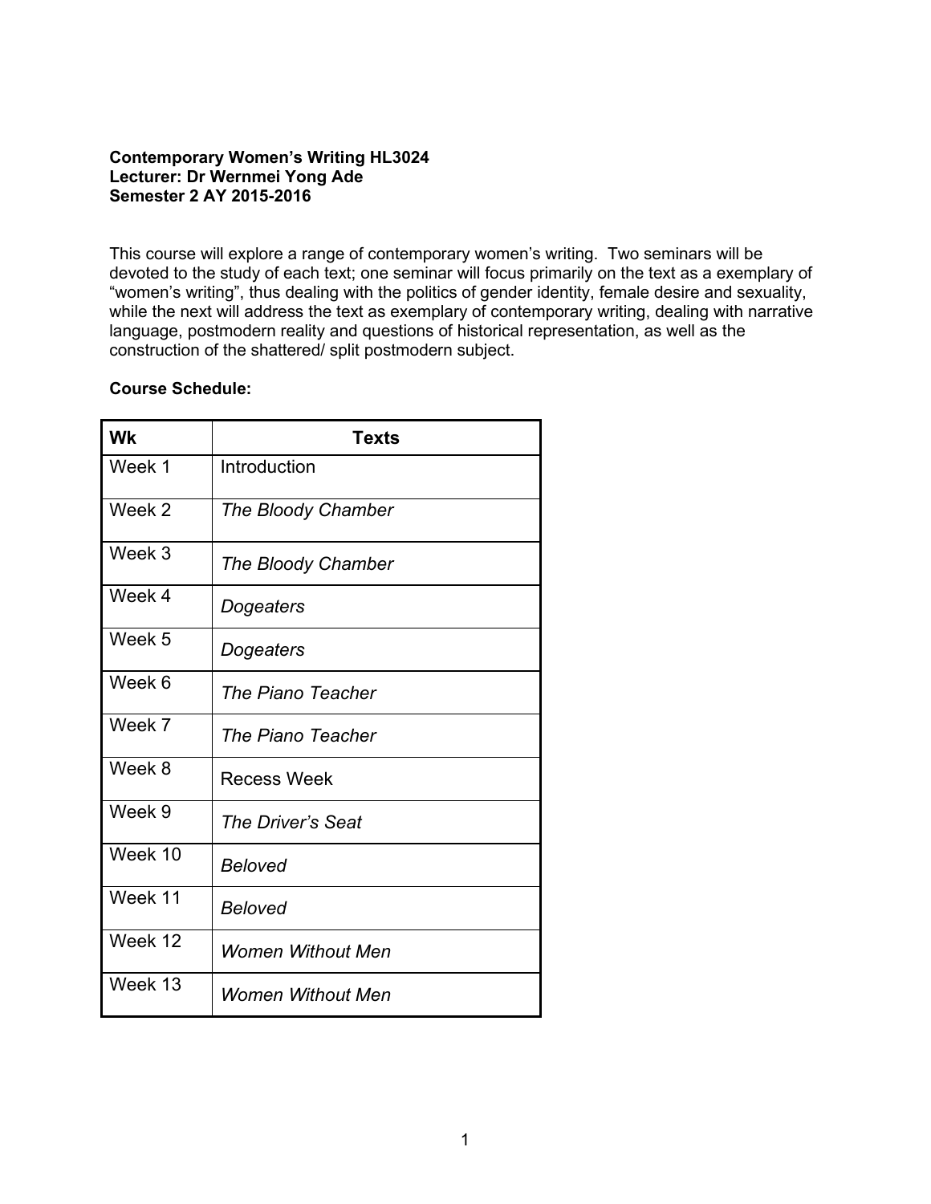**Contemporary Women's Writing HL3024**
**Lecturer: Dr Wernmei Yong Ade**
**Semester 2 AY 2015-2016**

This course will explore a range of contemporary women's writing. Two seminars will be devoted to the study of each text; one seminar will focus primarily on the text as a exemplary of "women's writing", thus dealing with the politics of gender identity, female desire and sexuality, while the next will address the text as exemplary of contemporary writing, dealing with narrative language, postmodern reality and questions of historical representation, as well as the construction of the shattered/ split postmodern subject.

**Course Schedule:**

| Wk | Texts |
|---|---|
| Week 1 | Introduction |
| Week 2 | *The Bloody Chamber* |
| Week 3 | *The Bloody Chamber* |
| Week 4 | *Dogeaters* |
| Week 5 | *Dogeaters* |
| Week 6 | *The Piano Teacher* |
| Week 7 | *The Piano Teacher* |
| Week 8 | Recess Week |
| Week 9 | *The Driver's Seat* |
| Week 10 | *Beloved* |
| Week 11 | *Beloved* |
| Week 12 | *Women Without Men* |
| Week 13 | *Women Without Men* |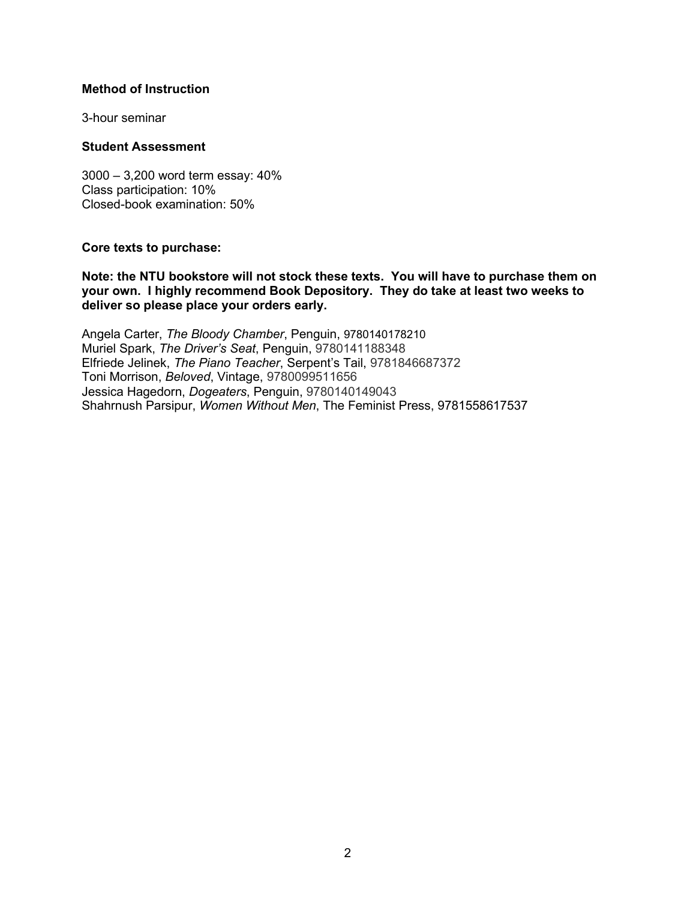**Method of Instruction**

3-hour seminar

**Student Assessment**

3000 – 3,200 word term essay: 40%
Class participation: 10%
Closed-book examination: 50%

**Core texts to purchase:**

**Note: the NTU bookstore will not stock these texts. You will have to purchase them on your own. I highly recommend Book Depository. They do take at least two weeks to deliver so please place your orders early.**

Angela Carter, *The Bloody Chamber*, Penguin, 9780140178210
Muriel Spark, *The Driver's Seat*, Penguin, 9780141188348
Elfriede Jelinek, *The Piano Teacher*, Serpent's Tail, 9781846687372
Toni Morrison, *Beloved*, Vintage, 9780099511656
Jessica Hagedorn, *Dogeaters*, Penguin, 9780140149043
Shahrnush Parsipur, *Women Without Men*, The Feminist Press, 9781558617537